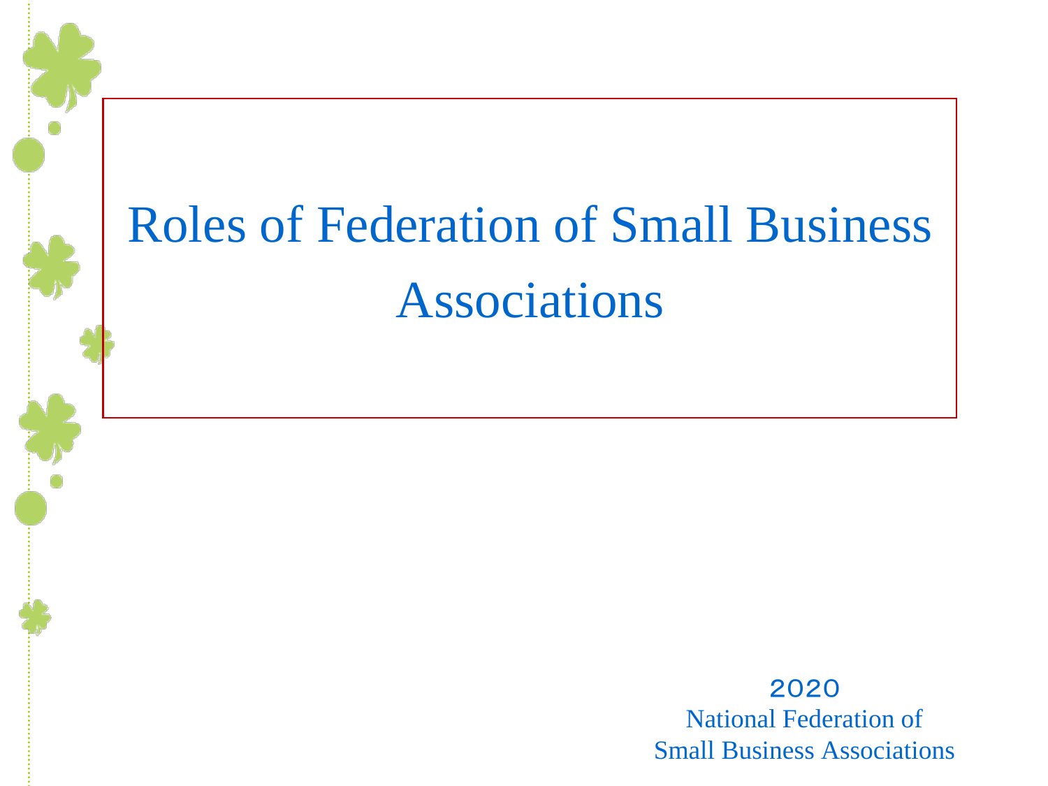# Roles of Federation of Small Business Associations

2020

National Federation of Small Business Associations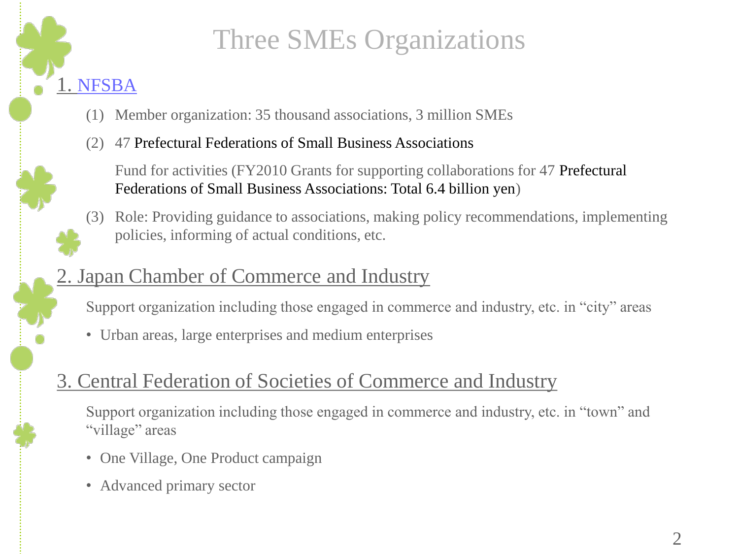# Three SMEs Organizations

## 1. NFSBA

(1) Member organization: 35 thousand associations, 3 million SMEs

(2) 47 Prefectural Federations of Small Business Associations

Fund for activities (FY2010 Grants for supporting collaborations for 47 Prefectural Federations of Small Business Associations: Total 6.4 billion yen)

(3) Role: Providing guidance to associations, making policy recommendations, implementing policies, informing of actual conditions, etc.

## 2. Japan Chamber of Commerce and Industry

Support organization including those engaged in commerce and industry, etc. in "city" areas

- Urban areas, large enterprises and medium enterprises

## 3. Central Federation of Societies of Commerce and Industry

Support organization including those engaged in commerce and industry, etc. in "town" and "village" areas

- One Village, One Product campaign
- Advanced primary sector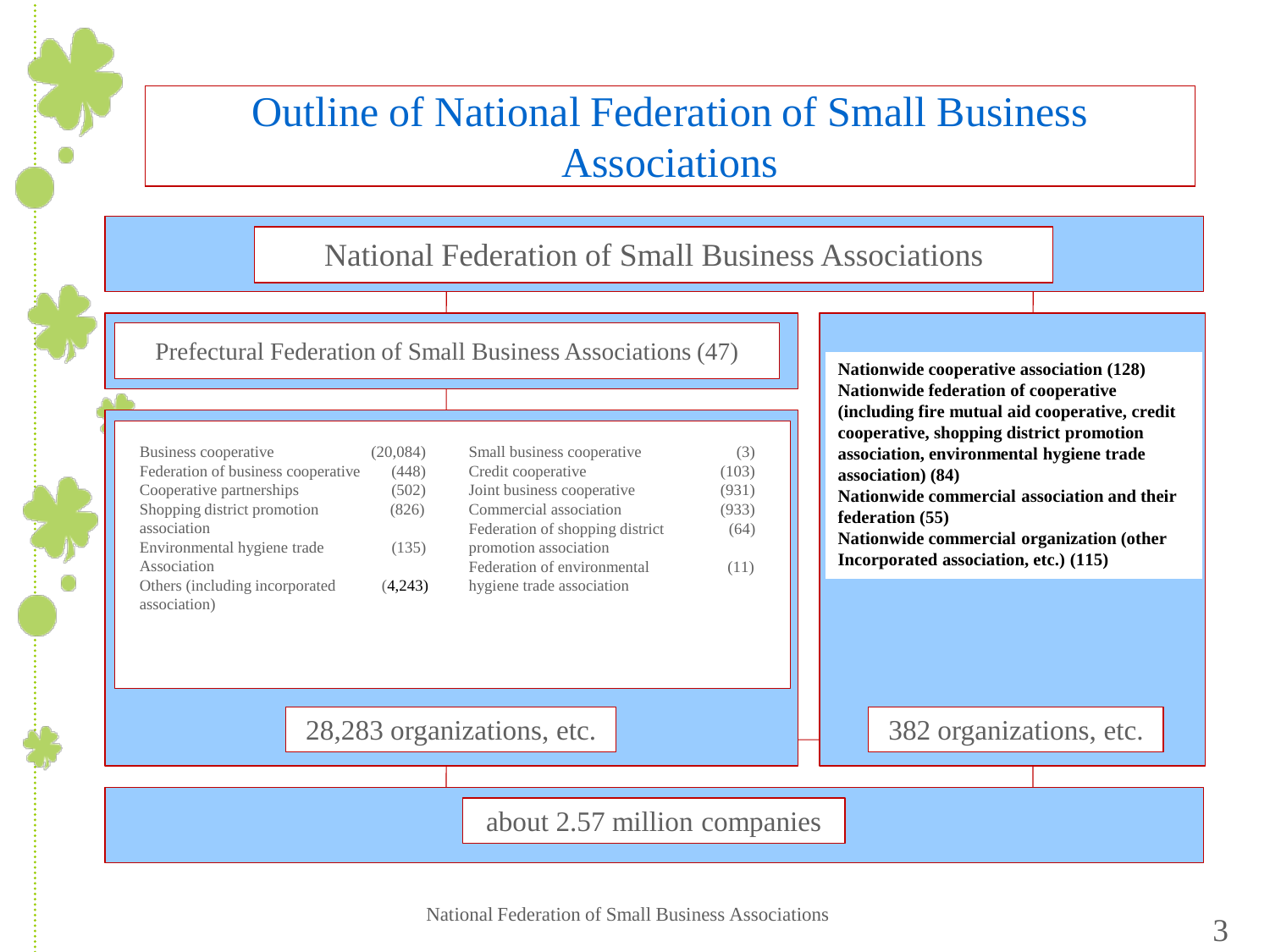# Outline of National Federation of Small Business Associations

## National Federation of Small Business Associations

### Prefectural Federation of Small Business Associations (47)

| | | | |
|---|---|---|---|
| Business cooperative | (20,084) | Small business cooperative | (3) |
| Federation of business cooperative | (448) | Credit cooperative | (103) |
| Cooperative partnerships | (502) | Joint business cooperative | (931) |
| Shopping district promotion association | (826) | Commercial association | (933) |
| Environmental hygiene trade Association | (135) | Federation of shopping district promotion association | (64) |
| Others (including incorporated association) | (4,243) | Federation of environmental hygiene trade association | (11) |

28,283 organizations, etc.

**Nationwide cooperative association (128)**
**Nationwide federation of cooperative (including fire mutual aid cooperative, credit cooperative, shopping district promotion association, environmental hygiene trade association) (84)**
**Nationwide commercial association and their federation (55)**
**Nationwide commercial organization (other Incorporated association, etc.) (115)**

382 organizations, etc.

about 2.57 million companies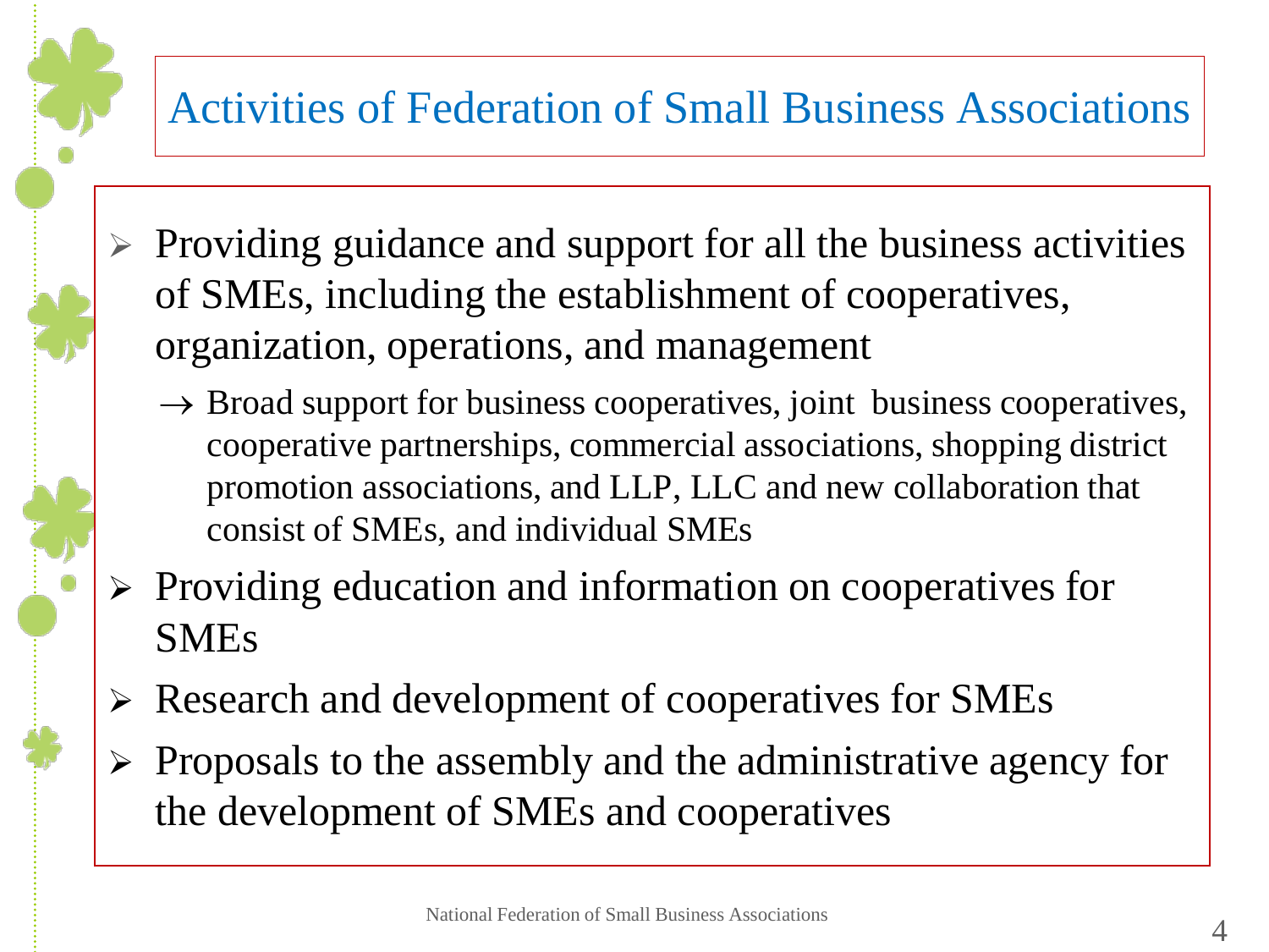# Activities of Federation of Small Business Associations

- Providing guidance and support for all the business activities of SMEs, including the establishment of cooperatives, organization, operations, and management
  - → Broad support for business cooperatives, joint business cooperatives, cooperative partnerships, commercial associations, shopping district promotion associations, and LLP, LLC and new collaboration that consist of SMEs, and individual SMEs
- Providing education and information on cooperatives for SMEs
- Research and development of cooperatives for SMEs
- Proposals to the assembly and the administrative agency for the development of SMEs and cooperatives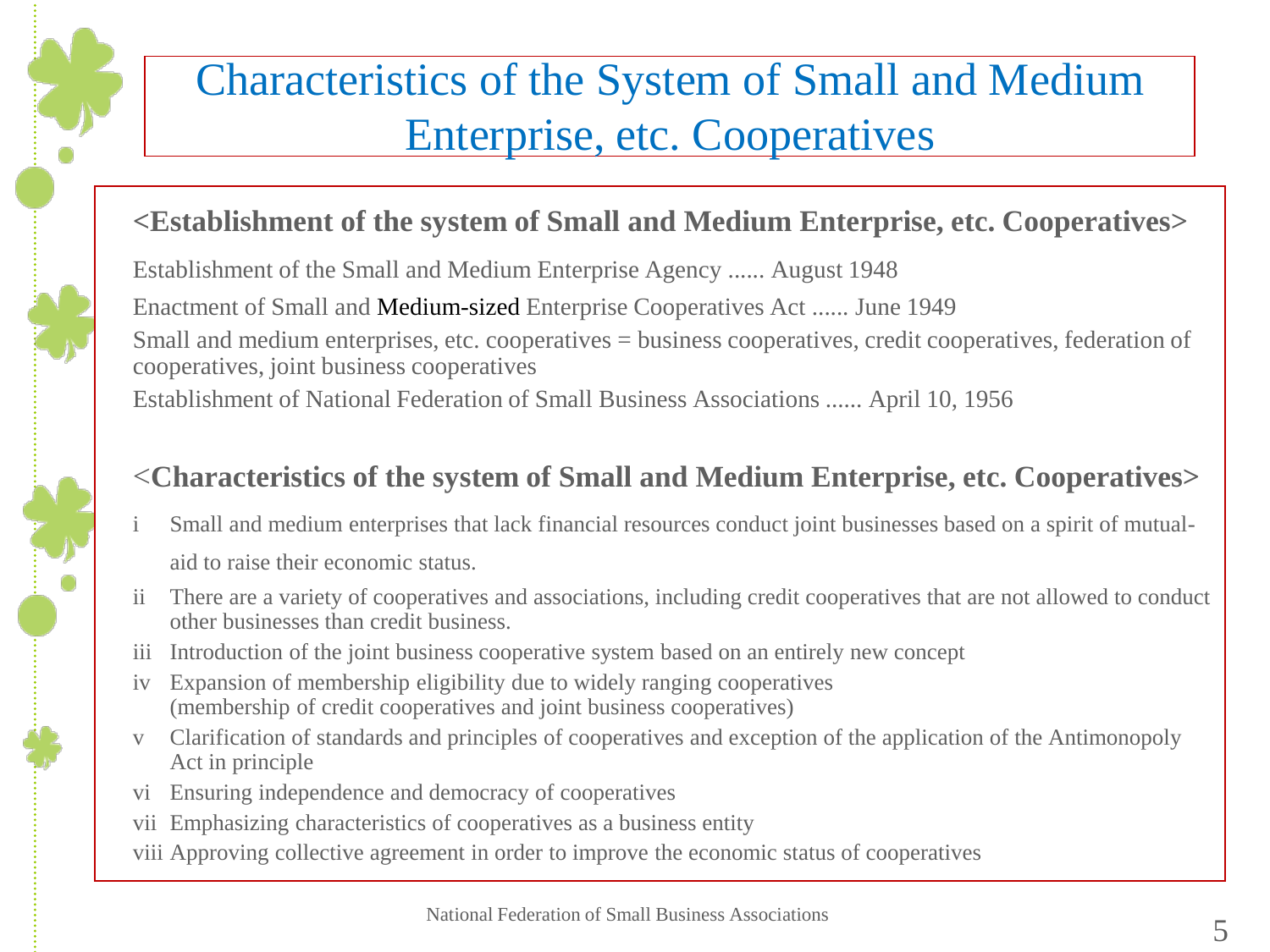# Characteristics of the System of Small and Medium Enterprise, etc. Cooperatives

**<Establishment of the system of Small and Medium Enterprise, etc. Cooperatives>**

Establishment of the Small and Medium Enterprise Agency ...... August 1948

Enactment of Small and Medium-sized Enterprise Cooperatives Act ...... June 1949

Small and medium enterprises, etc. cooperatives = business cooperatives, credit cooperatives, federation of cooperatives, joint business cooperatives

Establishment of National Federation of Small Business Associations ...... April 10, 1956

**<Characteristics of the system of Small and Medium Enterprise, etc. Cooperatives>**

- i Small and medium enterprises that lack financial resources conduct joint businesses based on a spirit of mutual-aid to raise their economic status.
- ii There are a variety of cooperatives and associations, including credit cooperatives that are not allowed to conduct other businesses than credit business.
- iii Introduction of the joint business cooperative system based on an entirely new concept
- iv Expansion of membership eligibility due to widely ranging cooperatives (membership of credit cooperatives and joint business cooperatives)
- v Clarification of standards and principles of cooperatives and exception of the application of the Antimonopoly Act in principle
- vi Ensuring independence and democracy of cooperatives
- vii Emphasizing characteristics of cooperatives as a business entity
- viii Approving collective agreement in order to improve the economic status of cooperatives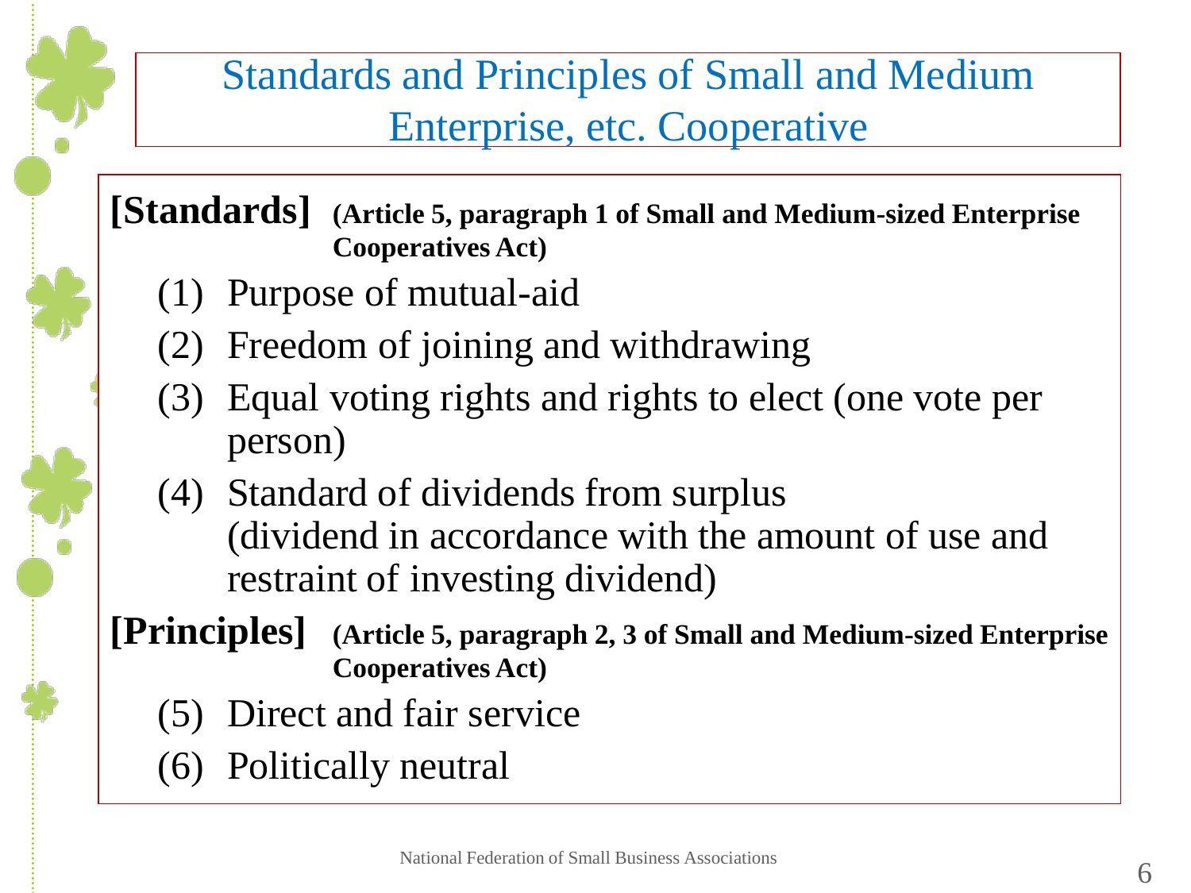# Standards and Principles of Small and Medium Enterprise, etc. Cooperative

**[Standards]** **(Article 5, paragraph 1 of Small and Medium-sized Enterprise Cooperatives Act)**

(1) Purpose of mutual-aid

(2) Freedom of joining and withdrawing

(3) Equal voting rights and rights to elect (one vote per person)

(4) Standard of dividends from surplus
(dividend in accordance with the amount of use and restraint of investing dividend)

**[Principles]** **(Article 5, paragraph 2, 3 of Small and Medium-sized Enterprise Cooperatives Act)**

(5) Direct and fair service

(6) Politically neutral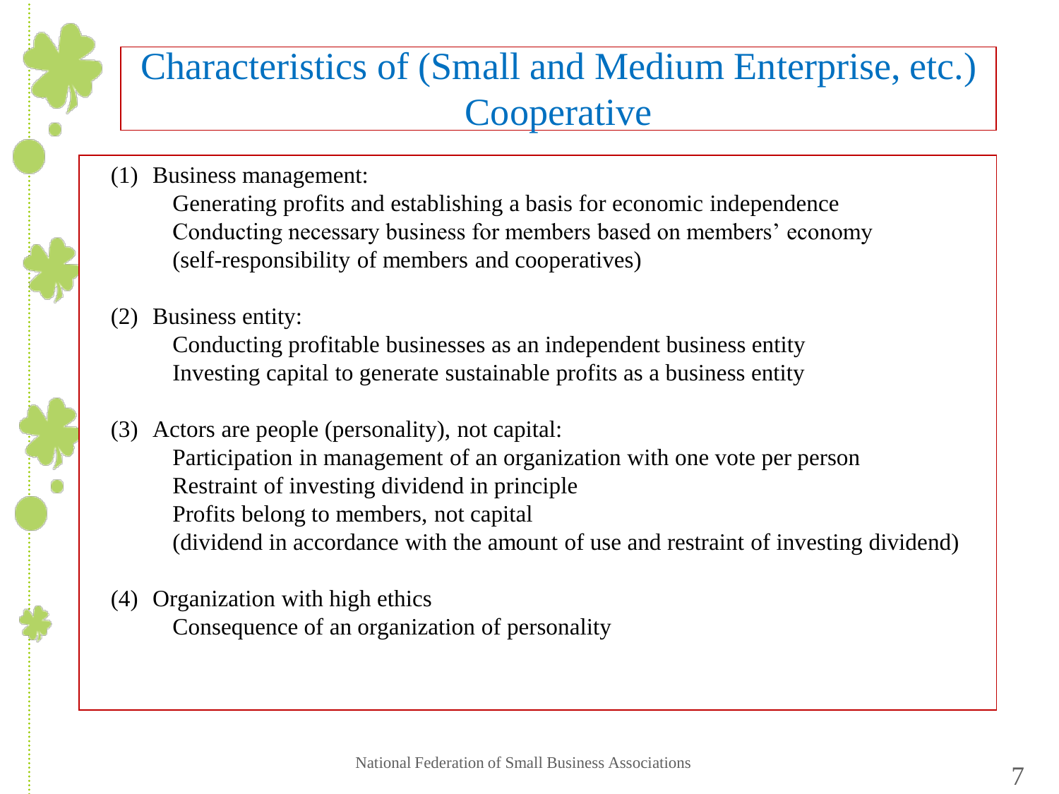# Characteristics of (Small and Medium Enterprise, etc.) Cooperative

(1) Business management:

Generating profits and establishing a basis for economic independence
Conducting necessary business for members based on members' economy
(self-responsibility of members and cooperatives)

(2) Business entity:

Conducting profitable businesses as an independent business entity
Investing capital to generate sustainable profits as a business entity

(3) Actors are people (personality), not capital:

Participation in management of an organization with one vote per person
Restraint of investing dividend in principle
Profits belong to members, not capital
(dividend in accordance with the amount of use and restraint of investing dividend)

(4) Organization with high ethics

Consequence of an organization of personality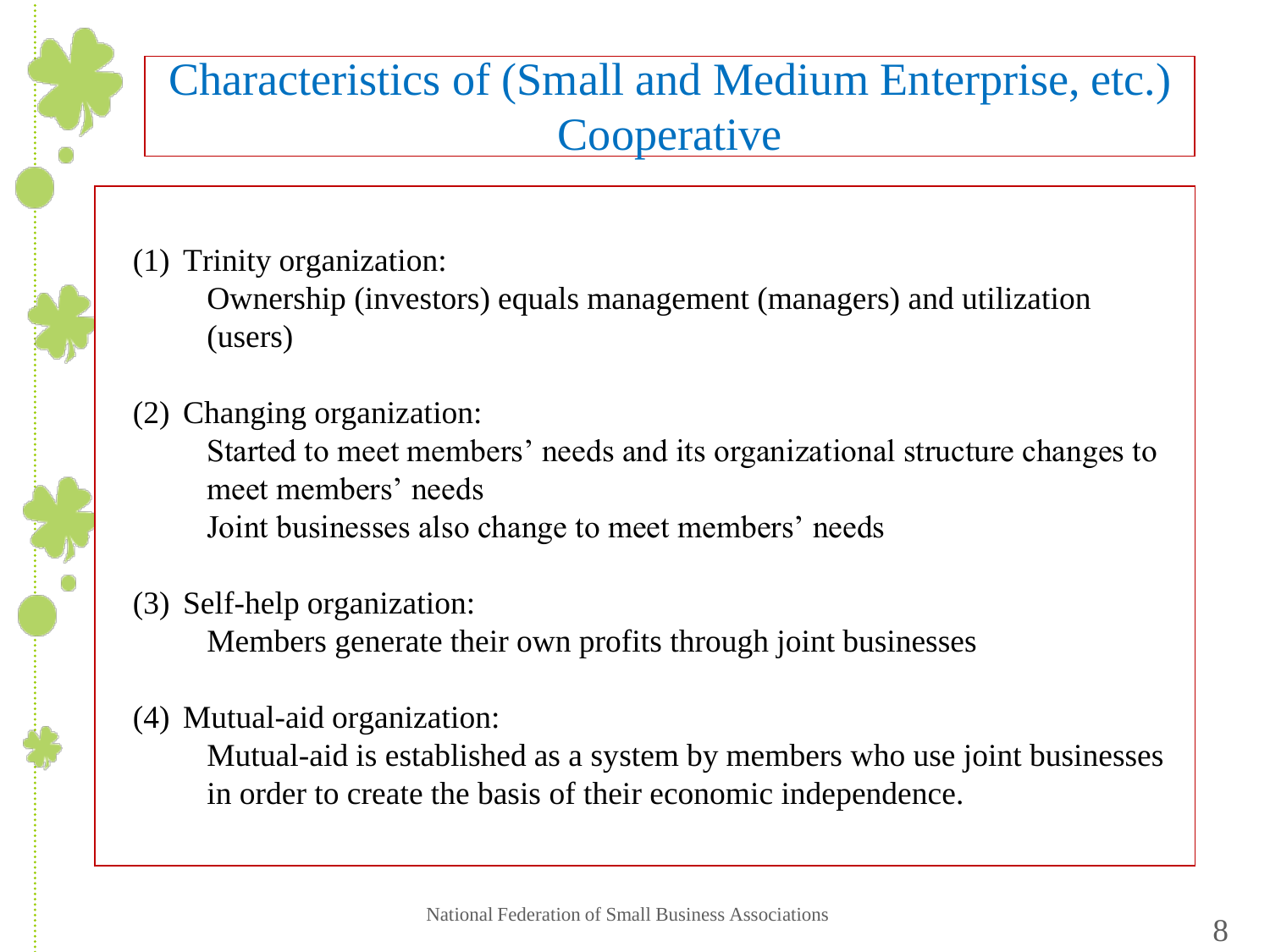# Characteristics of (Small and Medium Enterprise, etc.) Cooperative

(1) Trinity organization:

Ownership (investors) equals management (managers) and utilization (users)

(2) Changing organization:

Started to meet members' needs and its organizational structure changes to meet members' needs

Joint businesses also change to meet members' needs

(3) Self-help organization:

Members generate their own profits through joint businesses

(4) Mutual-aid organization:

Mutual-aid is established as a system by members who use joint businesses in order to create the basis of their economic independence.

National Federation of Small Business Associations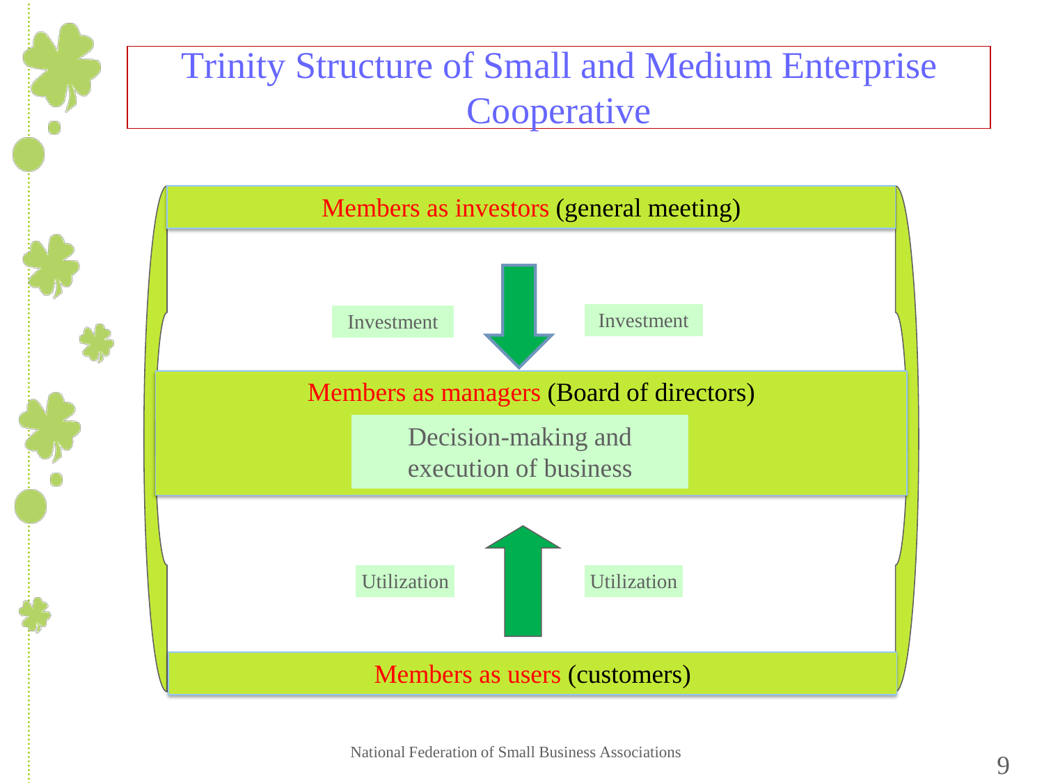# Trinity Structure of Small and Medium Enterprise Cooperative

**Members as investors** (general meeting)

Investment ↓ Investment

**Members as managers** (Board of directors)

Decision-making and execution of business

Utilization ↑ Utilization

**Members as users** (customers)

National Federation of Small Business Associations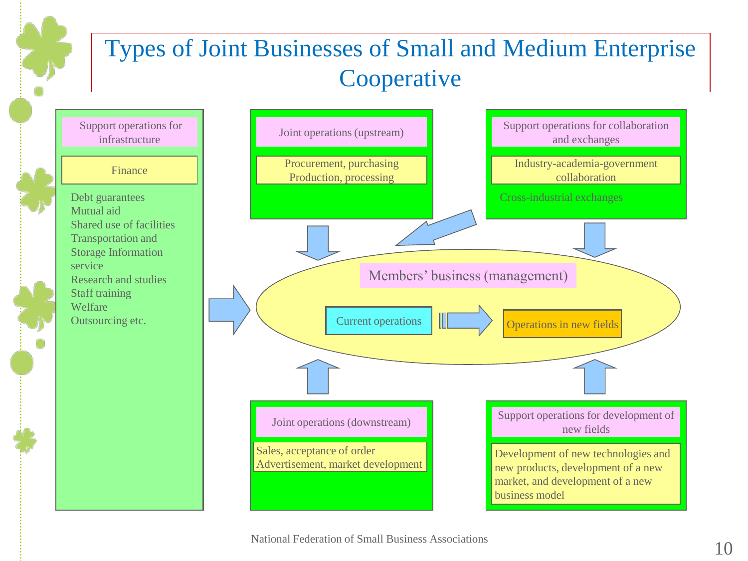# Types of Joint Businesses of Small and Medium Enterprise Cooperative

**Support operations for infrastructure**

Finance

- Debt guarantees
- Mutual aid
- Shared use of facilities
- Transportation and Storage Information service
- Research and studies
- Staff training
- Welfare
- Outsourcing etc.

**Joint operations (upstream)**

Procurement, purchasing
Production, processing

**Support operations for collaboration and exchanges**

Industry-academia-government collaboration

Cross-industrial exchanges

**Members' business (management)**

Current operations → Operations in new fields

**Joint operations (downstream)**

Sales, acceptance of order
Advertisement, market development

**Support operations for development of new fields**

Development of new technologies and new products, development of a new market, and development of a new business model

National Federation of Small Business Associations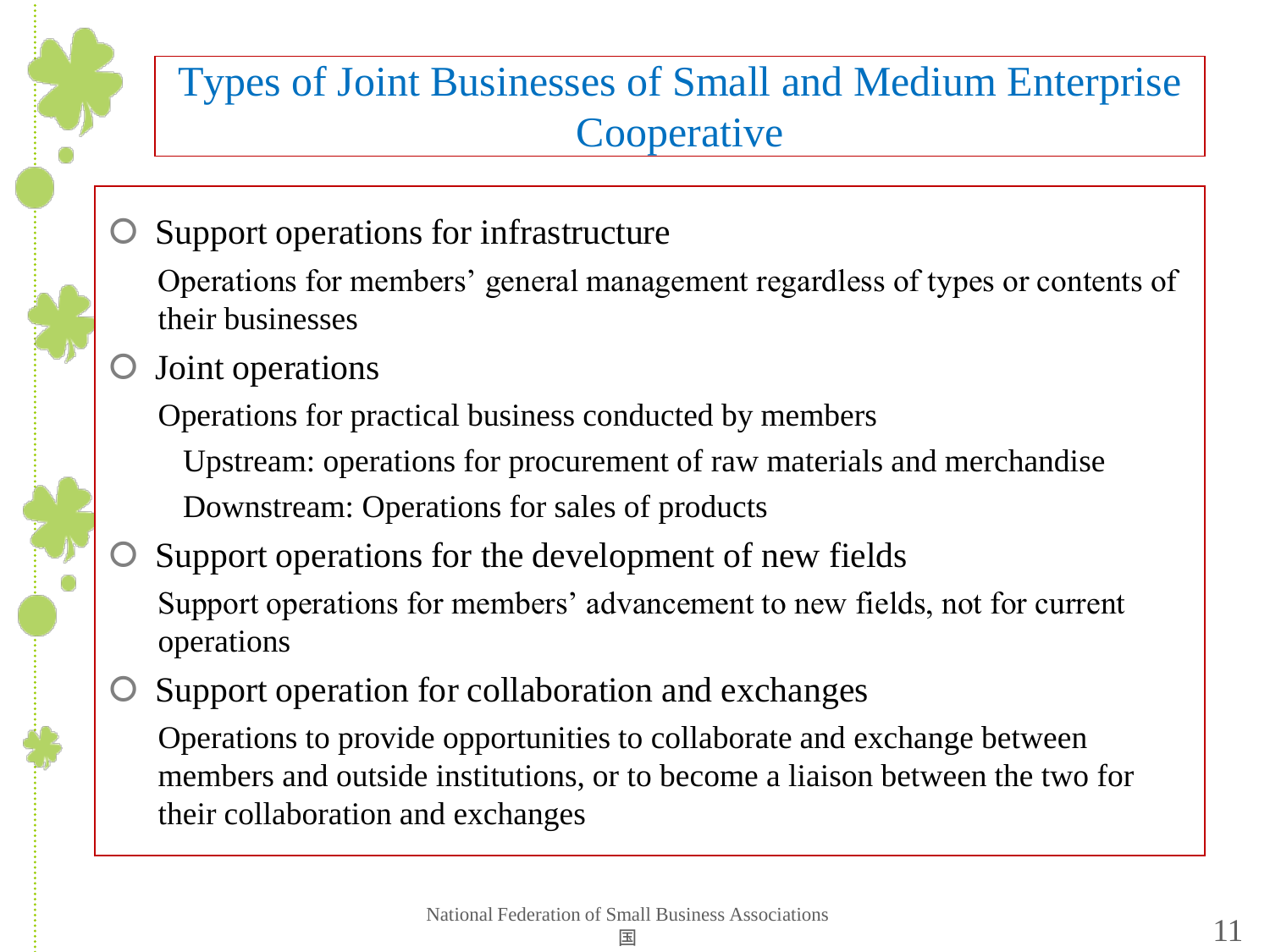# Types of Joint Businesses of Small and Medium Enterprise Cooperative

- Support operations for infrastructure

  Operations for members' general management regardless of types or contents of their businesses

- Joint operations

  Operations for practical business conducted by members

  - Upstream: operations for procurement of raw materials and merchandise
  - Downstream: Operations for sales of products

- Support operations for the development of new fields

  Support operations for members' advancement to new fields, not for current operations

- Support operation for collaboration and exchanges

  Operations to provide opportunities to collaborate and exchange between members and outside institutions, or to become a liaison between the two for their collaboration and exchanges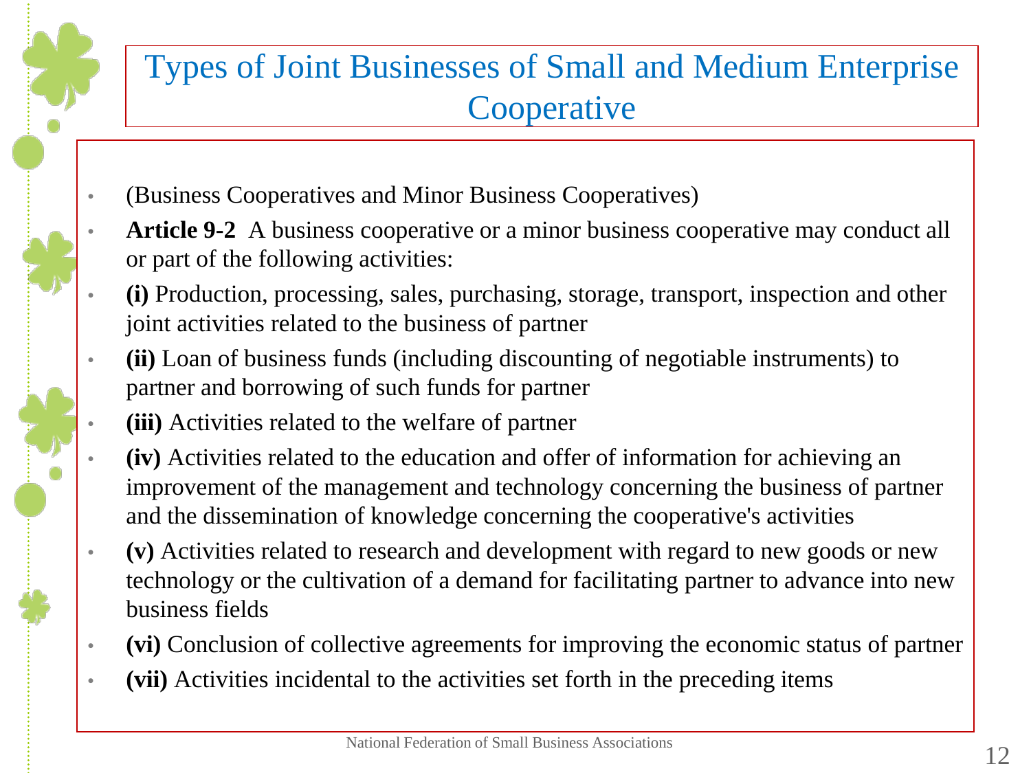# Types of Joint Businesses of Small and Medium Enterprise Cooperative

- (Business Cooperatives and Minor Business Cooperatives)
- **Article 9-2** A business cooperative or a minor business cooperative may conduct all or part of the following activities:
- **(i)** Production, processing, sales, purchasing, storage, transport, inspection and other joint activities related to the business of partner
- **(ii)** Loan of business funds (including discounting of negotiable instruments) to partner and borrowing of such funds for partner
- **(iii)** Activities related to the welfare of partner
- **(iv)** Activities related to the education and offer of information for achieving an improvement of the management and technology concerning the business of partner and the dissemination of knowledge concerning the cooperative's activities
- **(v)** Activities related to research and development with regard to new goods or new technology or the cultivation of a demand for facilitating partner to advance into new business fields
- **(vi)** Conclusion of collective agreements for improving the economic status of partner
- **(vii)** Activities incidental to the activities set forth in the preceding items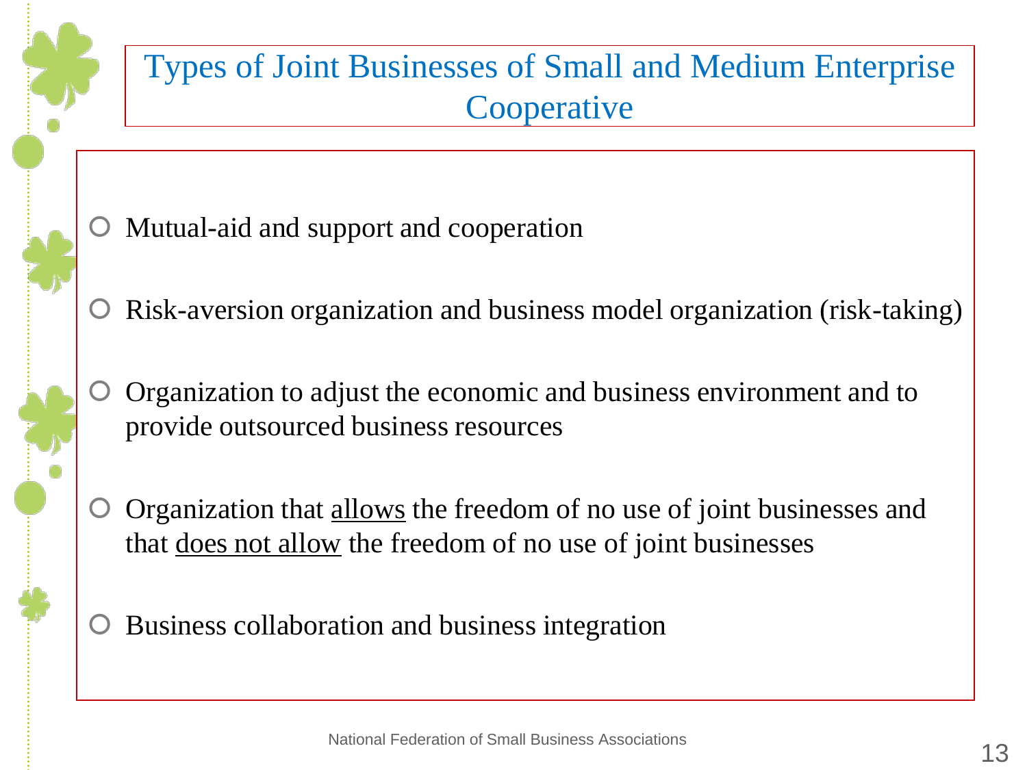# Types of Joint Businesses of Small and Medium Enterprise Cooperative

- Mutual-aid and support and cooperation
- Risk-aversion organization and business model organization (risk-taking)
- Organization to adjust the economic and business environment and to provide outsourced business resources
- Organization that <u>allows</u> the freedom of no use of joint businesses and that <u>does not allow</u> the freedom of no use of joint businesses
- Business collaboration and business integration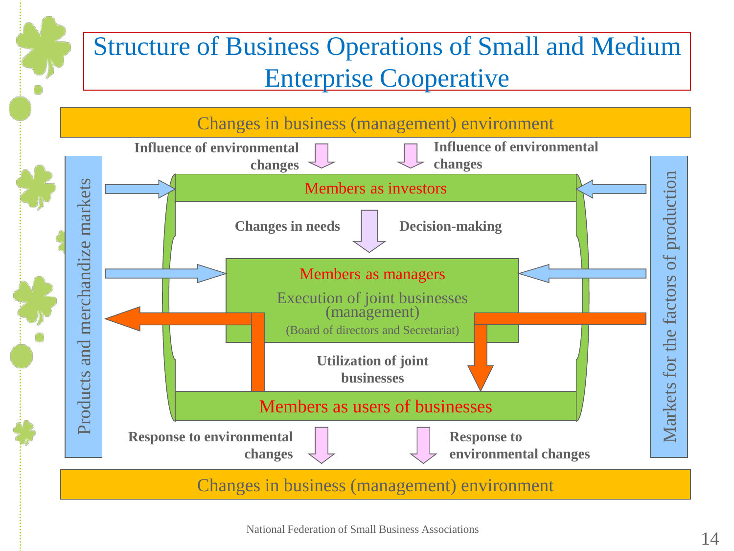# Structure of Business Operations of Small and Medium Enterprise Cooperative

Changes in business (management) environment

**Influence of environmental changes** **Influence of environmental changes**

Products and merchandize markets

Markets for the factors of production

Members as investors

**Changes in needs** **Decision-making**

Members as managers

Execution of joint businesses (management)

(Board of directors and Secretariat)

**Utilization of joint businesses**

Members as users of businesses

**Response to environmental changes** **Response to environmental changes**

Changes in business (management) environment

National Federation of Small Business Associations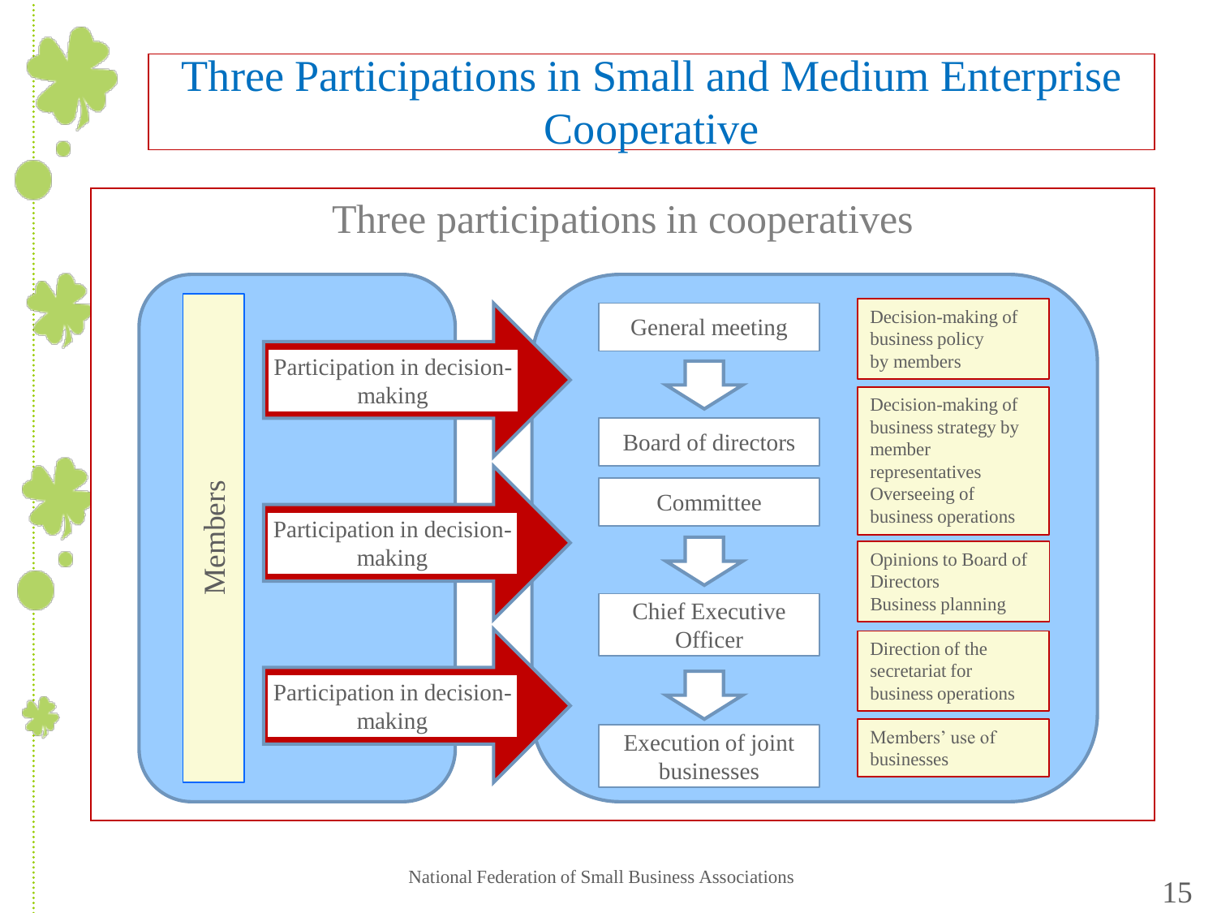# Three Participations in Small and Medium Enterprise Cooperative

## Three participations in cooperatives

Members

Participation in decision-making

Participation in decision-making

Participation in decision-making

| Body | Role |
|---|---|
| General meeting | Decision-making of business policy by members |
| Board of directors | Decision-making of business strategy by member representatives<br>Overseeing of business operations |
| Committee | Opinions to Board of Directors<br>Business planning |
| Chief Executive Officer | Direction of the secretariat for business operations |
| Execution of joint businesses | Members' use of businesses |

National Federation of Small Business Associations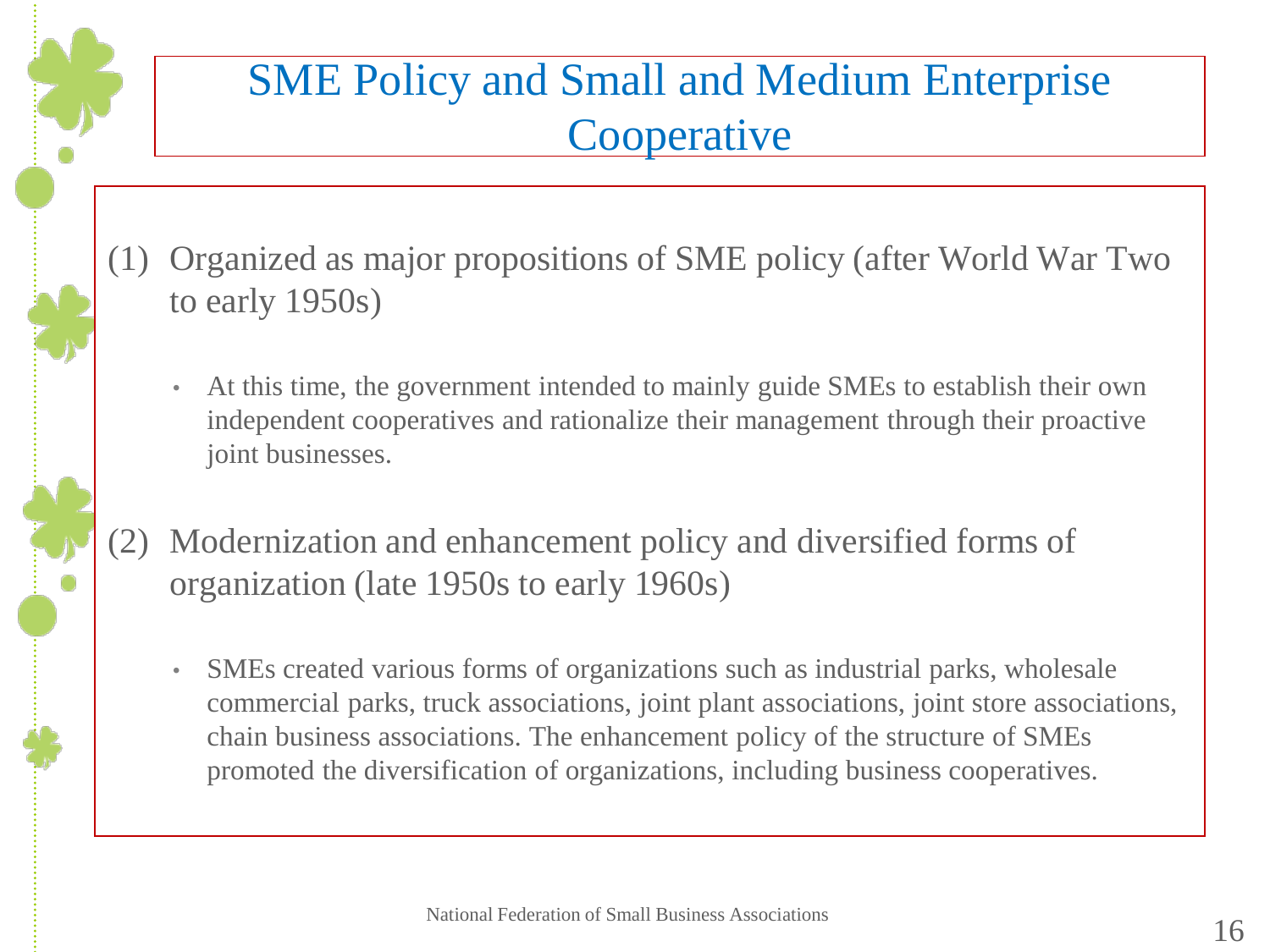# SME Policy and Small and Medium Enterprise Cooperative

(1) Organized as major propositions of SME policy (after World War Two to early 1950s)

- At this time, the government intended to mainly guide SMEs to establish their own independent cooperatives and rationalize their management through their proactive joint businesses.

(2) Modernization and enhancement policy and diversified forms of organization (late 1950s to early 1960s)

- SMEs created various forms of organizations such as industrial parks, wholesale commercial parks, truck associations, joint plant associations, joint store associations, chain business associations. The enhancement policy of the structure of SMEs promoted the diversification of organizations, including business cooperatives.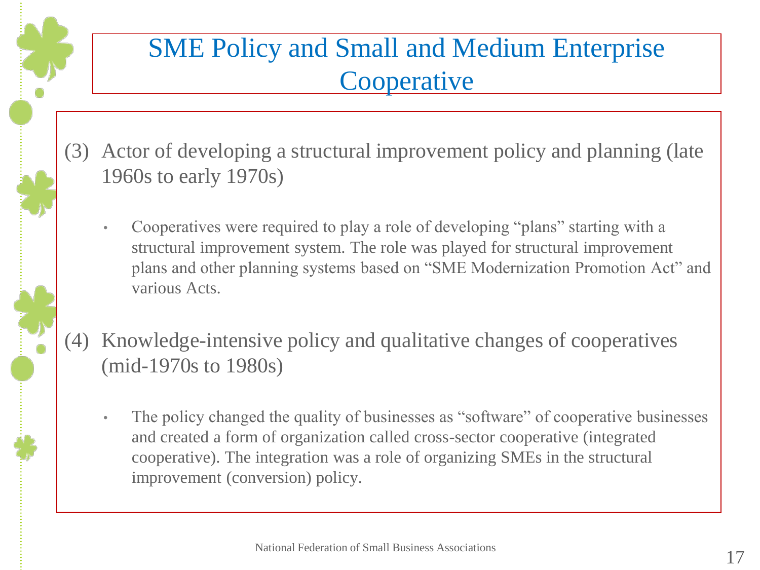# SME Policy and Small and Medium Enterprise Cooperative

(3) Actor of developing a structural improvement policy and planning (late 1960s to early 1970s)

- Cooperatives were required to play a role of developing "plans" starting with a structural improvement system. The role was played for structural improvement plans and other planning systems based on "SME Modernization Promotion Act" and various Acts.

(4) Knowledge-intensive policy and qualitative changes of cooperatives (mid-1970s to 1980s)

- The policy changed the quality of businesses as "software" of cooperative businesses and created a form of organization called cross-sector cooperative (integrated cooperative). The integration was a role of organizing SMEs in the structural improvement (conversion) policy.

National Federation of Small Business Associations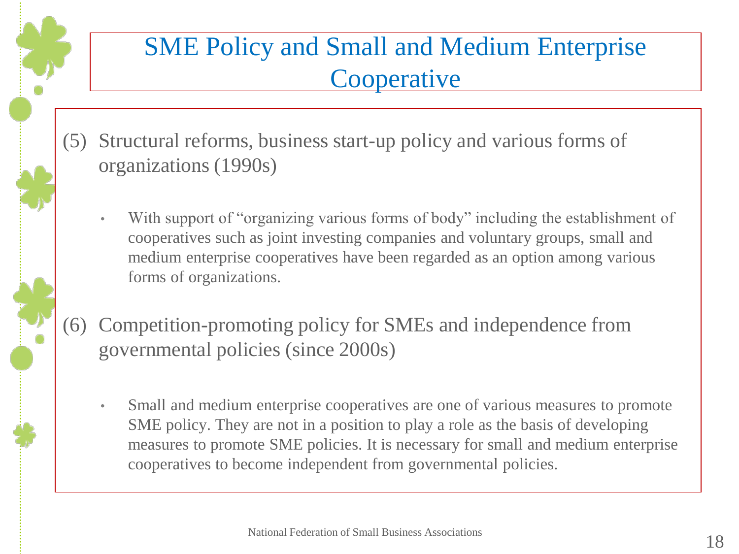# SME Policy and Small and Medium Enterprise Cooperative

(5) Structural reforms, business start-up policy and various forms of organizations (1990s)

- With support of "organizing various forms of body" including the establishment of cooperatives such as joint investing companies and voluntary groups, small and medium enterprise cooperatives have been regarded as an option among various forms of organizations.

(6) Competition-promoting policy for SMEs and independence from governmental policies (since 2000s)

- Small and medium enterprise cooperatives are one of various measures to promote SME policy. They are not in a position to play a role as the basis of developing measures to promote SME policies. It is necessary for small and medium enterprise cooperatives to become independent from governmental policies.